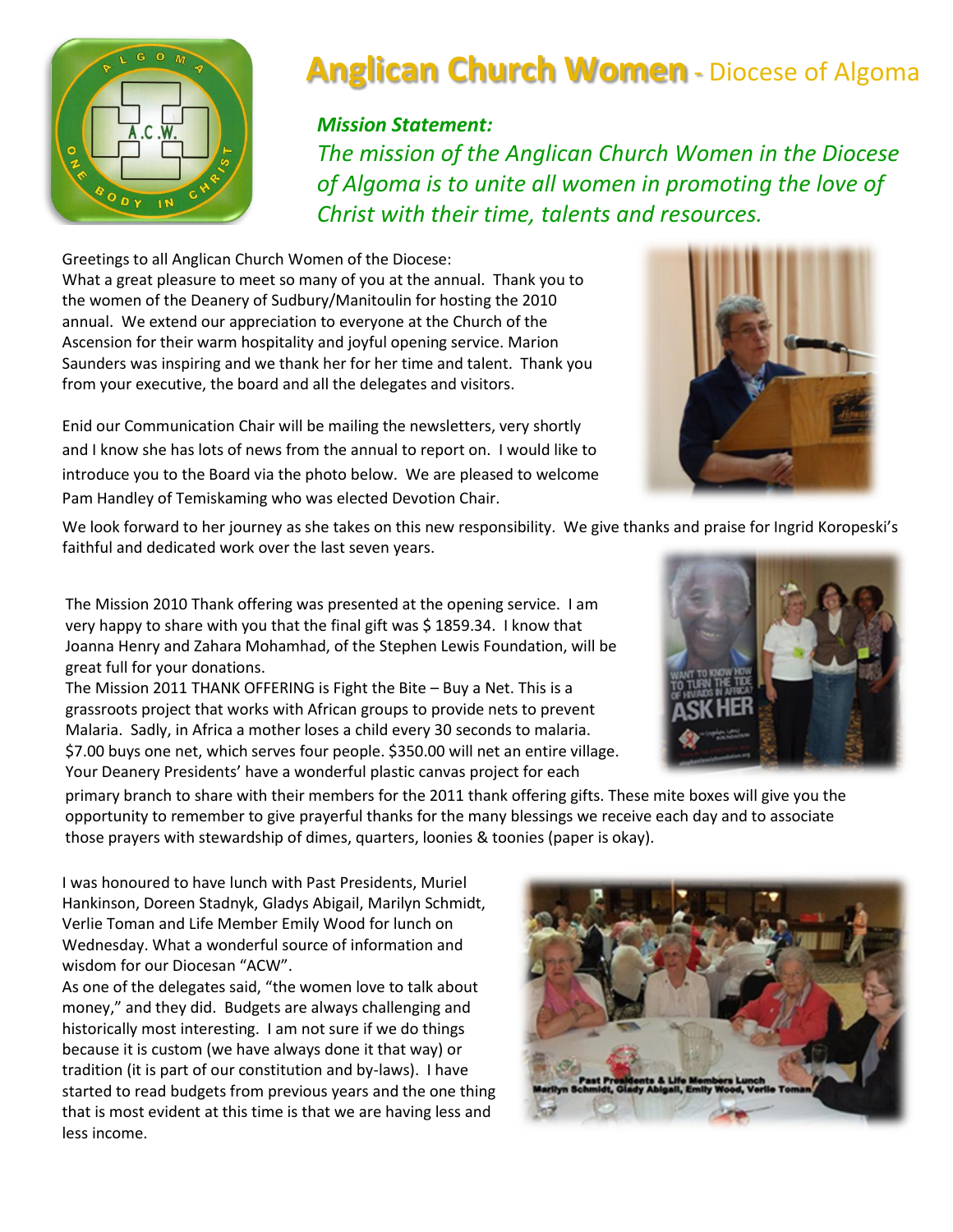# Anglican Church Women - Diocese of Algoma

***Mission Statement:***

*The mission of the Anglican Church Women in the Diocese of Algoma is to unite all women in promoting the love of Christ with their time, talents and resources.*

Greetings to all Anglican Church Women of the Diocese:

What a great pleasure to meet so many of you at the annual. Thank you to the women of the Deanery of Sudbury/Manitoulin for hosting the 2010 annual. We extend our appreciation to everyone at the Church of the Ascension for their warm hospitality and joyful opening service. Marion Saunders was inspiring and we thank her for her time and talent. Thank you from your executive, the board and all the delegates and visitors.

Enid our Communication Chair will be mailing the newsletters, very shortly and I know she has lots of news from the annual to report on. I would like to introduce you to the Board via the photo below. We are pleased to welcome Pam Handley of Temiskaming who was elected Devotion Chair.

We look forward to her journey as she takes on this new responsibility. We give thanks and praise for Ingrid Koropeski's faithful and dedicated work over the last seven years.

The Mission 2010 Thank offering was presented at the opening service. I am very happy to share with you that the final gift was $ 1859.34. I know that Joanna Henry and Zahara Mohamhad, of the Stephen Lewis Foundation, will be great full for your donations.

The Mission 2011 THANK OFFERING is Fight the Bite – Buy a Net. This is a grassroots project that works with African groups to provide nets to prevent Malaria. Sadly, in Africa a mother loses a child every 30 seconds to malaria. $7.00 buys one net, which serves four people. $350.00 will net an entire village. Your Deanery Presidents' have a wonderful plastic canvas project for each primary branch to share with their members for the 2011 thank offering gifts. These mite boxes will give you the opportunity to remember to give prayerful thanks for the many blessings we receive each day and to associate those prayers with stewardship of dimes, quarters, loonies & toonies (paper is okay).

I was honoured to have lunch with Past Presidents, Muriel Hankinson, Doreen Stadnyk, Gladys Abigail, Marilyn Schmidt, Verlie Toman and Life Member Emily Wood for lunch on Wednesday. What a wonderful source of information and wisdom for our Diocesan "ACW".

As one of the delegates said, "the women love to talk about money," and they did. Budgets are always challenging and historically most interesting. I am not sure if we do things because it is custom (we have always done it that way) or tradition (it is part of our constitution and by-laws). I have started to read budgets from previous years and the one thing that is most evident at this time is that we are having less and less income.

Past Presidents & Life Members Lunch
Marilyn Schmidt, Glady Abigail, Emily Wood, Verlie Toman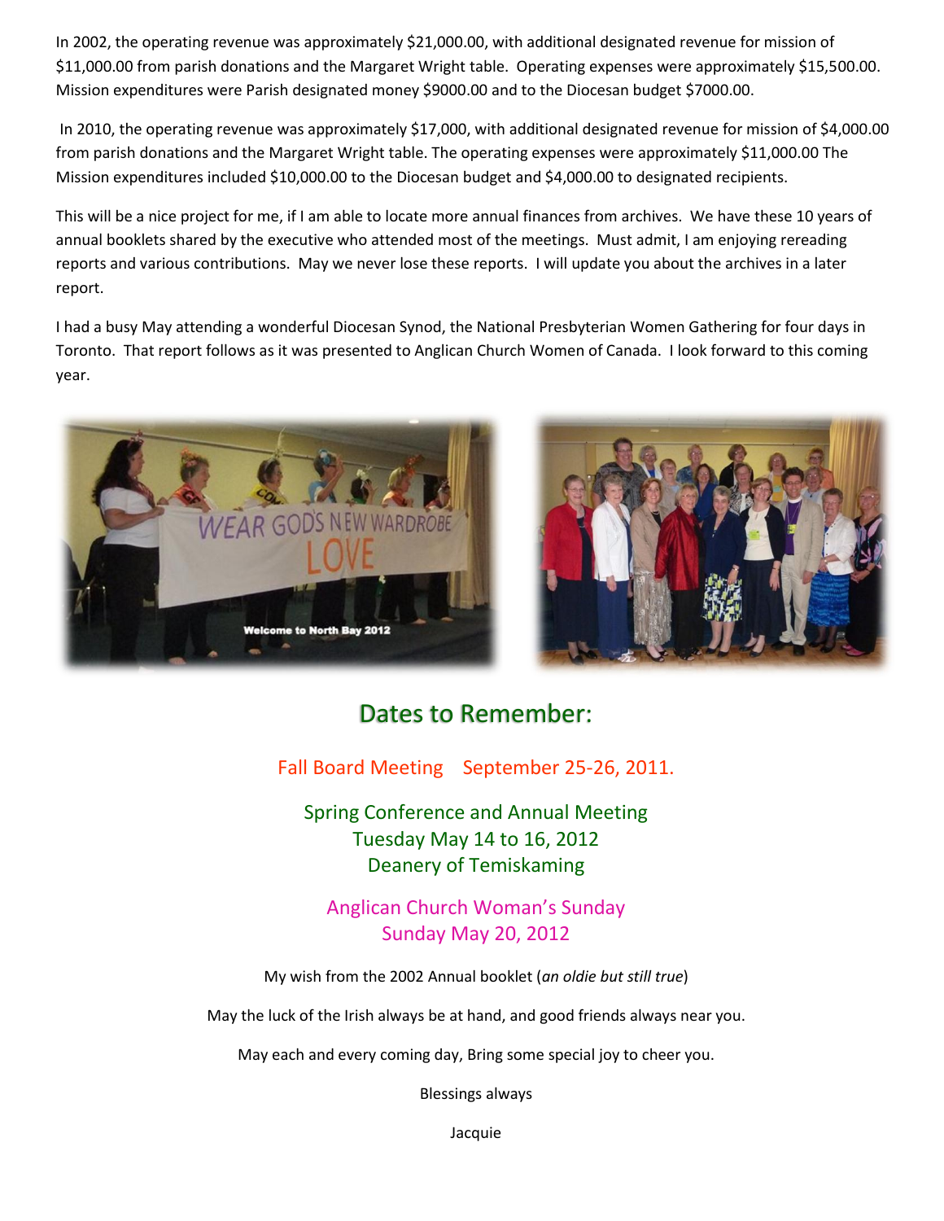In 2002, the operating revenue was approximately $21,000.00, with additional designated revenue for mission of $11,000.00 from parish donations and the Margaret Wright table. Operating expenses were approximately $15,500.00. Mission expenditures were Parish designated money $9000.00 and to the Diocesan budget $7000.00.

In 2010, the operating revenue was approximately $17,000, with additional designated revenue for mission of $4,000.00 from parish donations and the Margaret Wright table. The operating expenses were approximately $11,000.00 The Mission expenditures included $10,000.00 to the Diocesan budget and $4,000.00 to designated recipients.

This will be a nice project for me, if I am able to locate more annual finances from archives. We have these 10 years of annual booklets shared by the executive who attended most of the meetings. Must admit, I am enjoying rereading reports and various contributions. May we never lose these reports. I will update you about the archives in a later report.

I had a busy May attending a wonderful Diocesan Synod, the National Presbyterian Women Gathering for four days in Toronto. That report follows as it was presented to Anglican Church Women of Canada. I look forward to this coming year.

## Dates to Remember:

Fall Board Meeting September 25-26, 2011.

Spring Conference and Annual Meeting
Tuesday May 14 to 16, 2012
Deanery of Temiskaming

Anglican Church Woman's Sunday
Sunday May 20, 2012

My wish from the 2002 Annual booklet (*an oldie but still true*)

May the luck of the Irish always be at hand, and good friends always near you.

May each and every coming day, Bring some special joy to cheer you.

Blessings always

Jacquie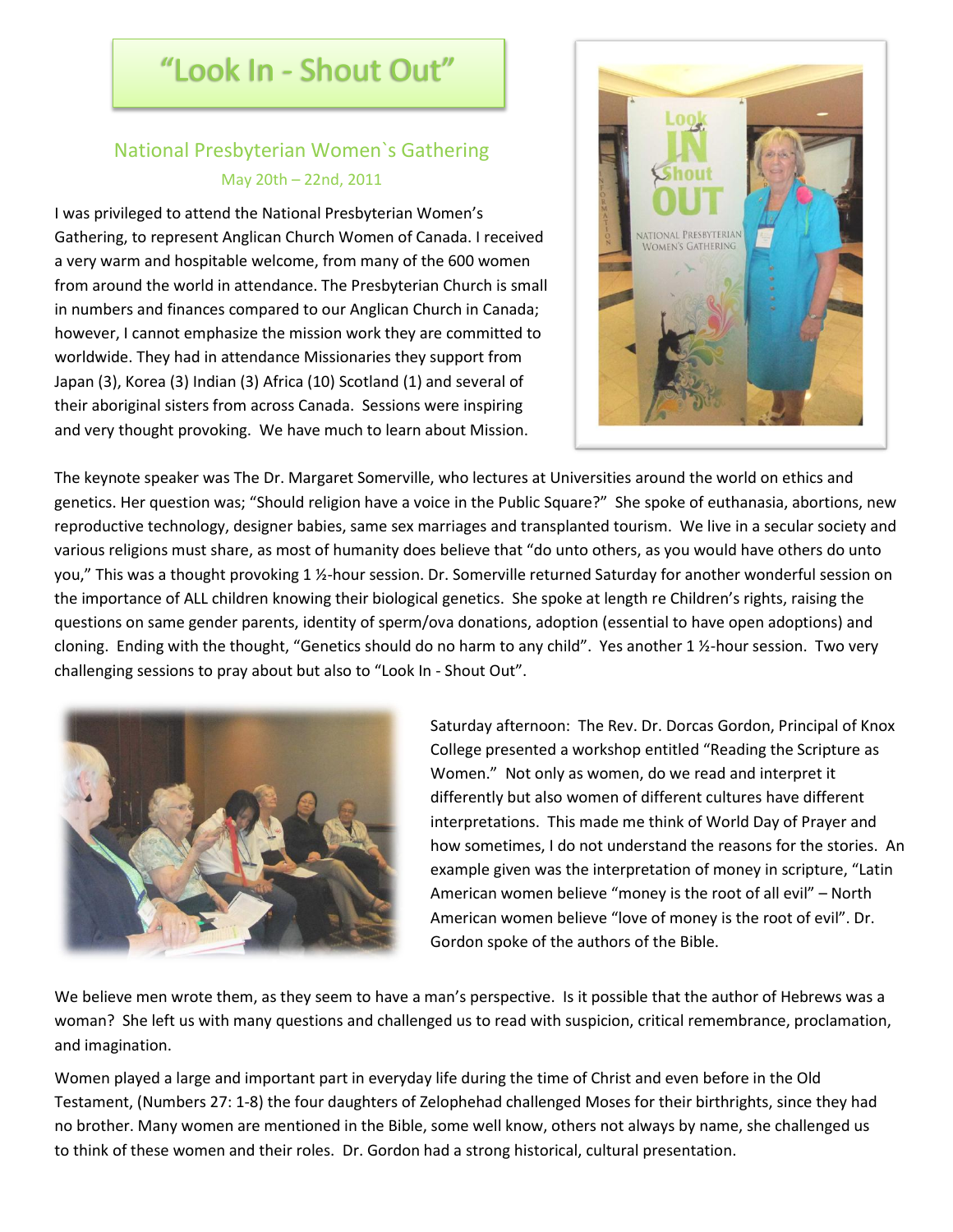# "Look In - Shout Out"

## National Presbyterian Women`s Gathering

May 20th – 22nd, 2011

I was privileged to attend the National Presbyterian Women's Gathering, to represent Anglican Church Women of Canada. I received a very warm and hospitable welcome, from many of the 600 women from around the world in attendance. The Presbyterian Church is small in numbers and finances compared to our Anglican Church in Canada; however, I cannot emphasize the mission work they are committed to worldwide. They had in attendance Missionaries they support from Japan (3), Korea (3) Indian (3) Africa (10) Scotland (1) and several of their aboriginal sisters from across Canada. Sessions were inspiring and very thought provoking. We have much to learn about Mission.

The keynote speaker was The Dr. Margaret Somerville, who lectures at Universities around the world on ethics and genetics. Her question was; "Should religion have a voice in the Public Square?" She spoke of euthanasia, abortions, new reproductive technology, designer babies, same sex marriages and transplanted tourism. We live in a secular society and various religions must share, as most of humanity does believe that "do unto others, as you would have others do unto you," This was a thought provoking 1 ½-hour session. Dr. Somerville returned Saturday for another wonderful session on the importance of ALL children knowing their biological genetics. She spoke at length re Children's rights, raising the questions on same gender parents, identity of sperm/ova donations, adoption (essential to have open adoptions) and cloning. Ending with the thought, "Genetics should do no harm to any child". Yes another 1 ½-hour session. Two very challenging sessions to pray about but also to "Look In - Shout Out".

Saturday afternoon: The Rev. Dr. Dorcas Gordon, Principal of Knox College presented a workshop entitled "Reading the Scripture as Women." Not only as women, do we read and interpret it differently but also women of different cultures have different interpretations. This made me think of World Day of Prayer and how sometimes, I do not understand the reasons for the stories. An example given was the interpretation of money in scripture, "Latin American women believe "money is the root of all evil" – North American women believe "love of money is the root of evil". Dr. Gordon spoke of the authors of the Bible.

We believe men wrote them, as they seem to have a man's perspective. Is it possible that the author of Hebrews was a woman? She left us with many questions and challenged us to read with suspicion, critical remembrance, proclamation, and imagination.

Women played a large and important part in everyday life during the time of Christ and even before in the Old Testament, (Numbers 27: 1-8) the four daughters of Zelophehad challenged Moses for their birthrights, since they had no brother. Many women are mentioned in the Bible, some well know, others not always by name, she challenged us to think of these women and their roles. Dr. Gordon had a strong historical, cultural presentation.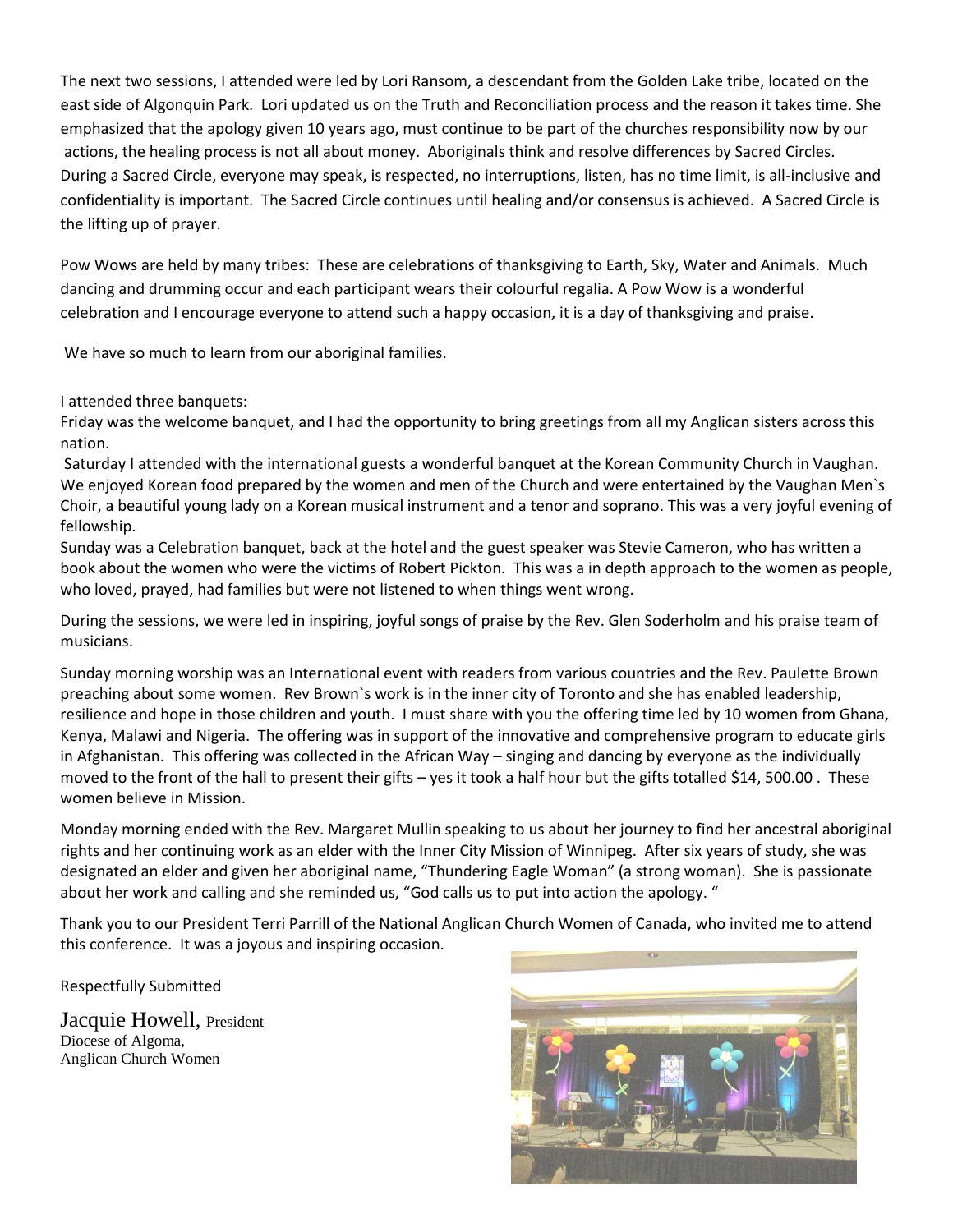The next two sessions, I attended were led by Lori Ransom, a descendant from the Golden Lake tribe, located on the east side of Algonquin Park. Lori updated us on the Truth and Reconciliation process and the reason it takes time. She emphasized that the apology given 10 years ago, must continue to be part of the churches responsibility now by our actions, the healing process is not all about money. Aboriginals think and resolve differences by Sacred Circles. During a Sacred Circle, everyone may speak, is respected, no interruptions, listen, has no time limit, is all-inclusive and confidentiality is important. The Sacred Circle continues until healing and/or consensus is achieved. A Sacred Circle is the lifting up of prayer.

Pow Wows are held by many tribes: These are celebrations of thanksgiving to Earth, Sky, Water and Animals. Much dancing and drumming occur and each participant wears their colourful regalia. A Pow Wow is a wonderful celebration and I encourage everyone to attend such a happy occasion, it is a day of thanksgiving and praise.

We have so much to learn from our aboriginal families.

I attended three banquets:
Friday was the welcome banquet, and I had the opportunity to bring greetings from all my Anglican sisters across this nation.
Saturday I attended with the international guests a wonderful banquet at the Korean Community Church in Vaughan. We enjoyed Korean food prepared by the women and men of the Church and were entertained by the Vaughan Men`s Choir, a beautiful young lady on a Korean musical instrument and a tenor and soprano. This was a very joyful evening of fellowship.
Sunday was a Celebration banquet, back at the hotel and the guest speaker was Stevie Cameron, who has written a book about the women who were the victims of Robert Pickton. This was a in depth approach to the women as people, who loved, prayed, had families but were not listened to when things went wrong.

During the sessions, we were led in inspiring, joyful songs of praise by the Rev. Glen Soderholm and his praise team of musicians.

Sunday morning worship was an International event with readers from various countries and the Rev. Paulette Brown preaching about some women. Rev Brown`s work is in the inner city of Toronto and she has enabled leadership, resilience and hope in those children and youth. I must share with you the offering time led by 10 women from Ghana, Kenya, Malawi and Nigeria. The offering was in support of the innovative and comprehensive program to educate girls in Afghanistan. This offering was collected in the African Way – singing and dancing by everyone as the individually moved to the front of the hall to present their gifts – yes it took a half hour but the gifts totalled $14, 500.00 . These women believe in Mission.

Monday morning ended with the Rev. Margaret Mullin speaking to us about her journey to find her ancestral aboriginal rights and her continuing work as an elder with the Inner City Mission of Winnipeg. After six years of study, she was designated an elder and given her aboriginal name, "Thundering Eagle Woman" (a strong woman). She is passionate about her work and calling and she reminded us, "God calls us to put into action the apology. "

Thank you to our President Terri Parrill of the National Anglican Church Women of Canada, who invited me to attend this conference. It was a joyous and inspiring occasion.

Respectfully Submitted

Jacquie Howell, President
Diocese of Algoma,
Anglican Church Women